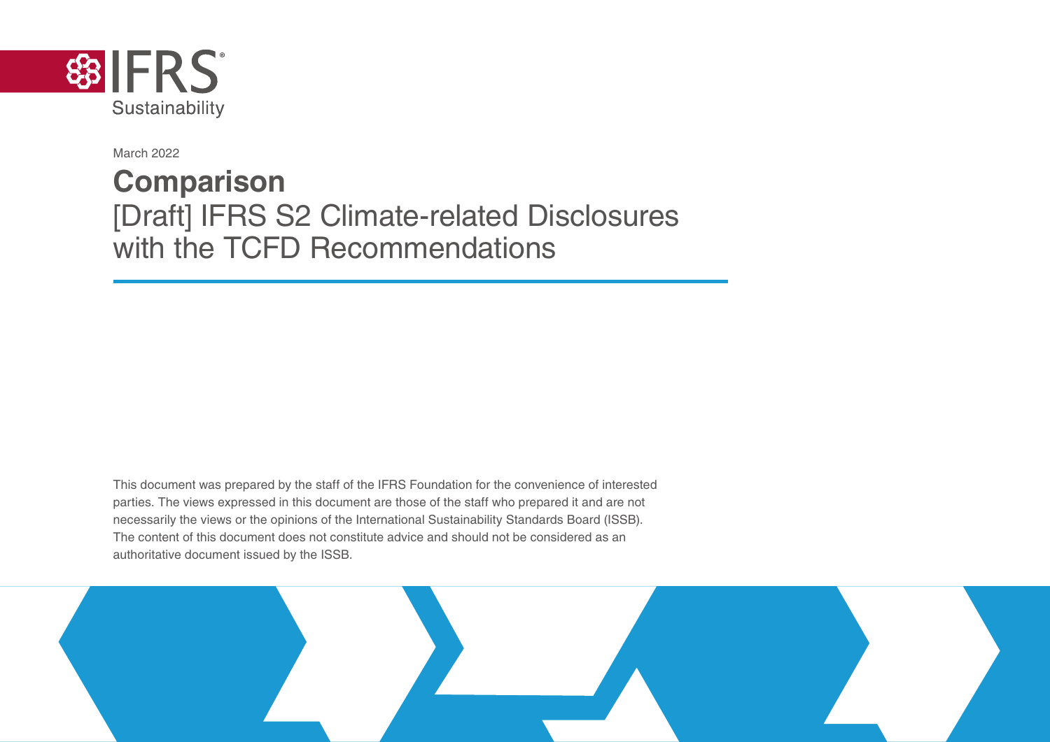IFRS Sustainability

March 2022

# Comparison

## [Draft] IFRS S2 Climate-related Disclosures with the TCFD Recommendations

This document was prepared by the staff of the IFRS Foundation for the convenience of interested parties. The views expressed in this document are those of the staff who prepared it and are not necessarily the views or the opinions of the International Sustainability Standards Board (ISSB). The content of this document does not constitute advice and should not be considered as an authoritative document issued by the ISSB.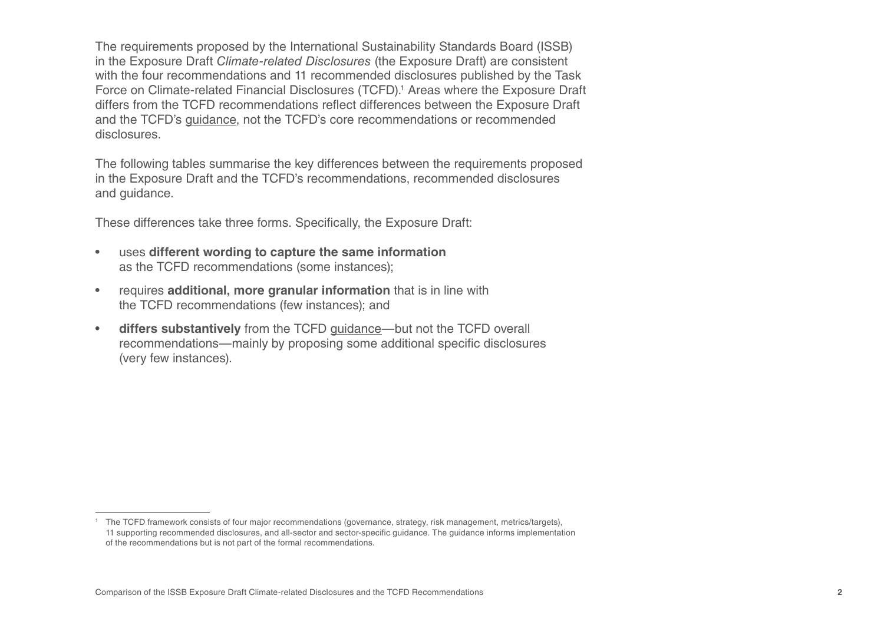The requirements proposed by the International Sustainability Standards Board (ISSB) in the Exposure Draft *Climate-related Disclosures* (the Exposure Draft) are consistent with the four recommendations and 11 recommended disclosures published by the Task Force on Climate-related Financial Disclosures (TCFD).[1] Areas where the Exposure Draft differs from the TCFD recommendations reflect differences between the Exposure Draft and the TCFD's guidance, not the TCFD's core recommendations or recommended disclosures.

The following tables summarise the key differences between the requirements proposed in the Exposure Draft and the TCFD's recommendations, recommended disclosures and guidance.

These differences take three forms. Specifically, the Exposure Draft:

- uses **different wording to capture the same information** as the TCFD recommendations (some instances);
- requires **additional, more granular information** that is in line with the TCFD recommendations (few instances); and
- **differs substantively** from the TCFD guidance—but not the TCFD overall recommendations—mainly by proposing some additional specific disclosures (very few instances).

---

[1] The TCFD framework consists of four major recommendations (governance, strategy, risk management, metrics/targets), 11 supporting recommended disclosures, and all-sector and sector-specific guidance. The guidance informs implementation of the recommendations but is not part of the formal recommendations.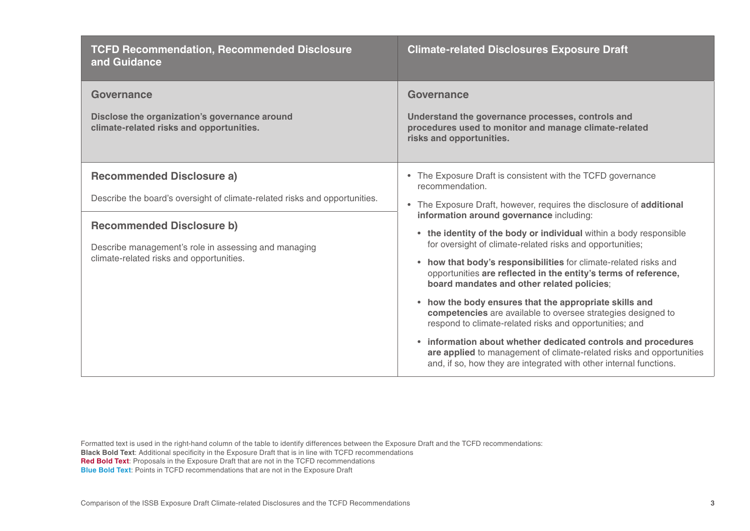| TCFD Recommendation, Recommended Disclosure and Guidance | Climate-related Disclosures Exposure Draft |
|---|---|
| **Governance**<br><br>**Disclose the organization's governance around climate-related risks and opportunities.** | **Governance**<br><br>**Understand the governance processes, controls and procedures used to monitor and manage climate-related risks and opportunities.** |
| **Recommended Disclosure a)**<br><br>Describe the board's oversight of climate-related risks and opportunities.<br><br>**Recommended Disclosure b)**<br><br>Describe management's role in assessing and managing climate-related risks and opportunities. | • The Exposure Draft is consistent with the TCFD governance recommendation.<br><br>• The Exposure Draft, however, requires the disclosure of **additional information around governance** including:<br><br>  • **the identity of the body or individual** within a body responsible for oversight of climate-related risks and opportunities;<br><br>  • **how that body's responsibilities** for climate-related risks and opportunities **are reflected in the entity's terms of reference, board mandates and other related policies**;<br><br>  • **how the body ensures that the appropriate skills and competencies** are available to oversee strategies designed to respond to climate-related risks and opportunities; and<br><br>  • **information about whether dedicated controls and procedures are applied** to management of climate-related risks and opportunities and, if so, how they are integrated with other internal functions. |

Formatted text is used in the right-hand column of the table to identify differences between the Exposure Draft and the TCFD recommendations:
**Black Bold Text**: Additional specificity in the Exposure Draft that is in line with TCFD recommendations
**Red Bold Text**: Proposals in the Exposure Draft that are not in the TCFD recommendations
**Blue Bold Text**: Points in TCFD recommendations that are not in the Exposure Draft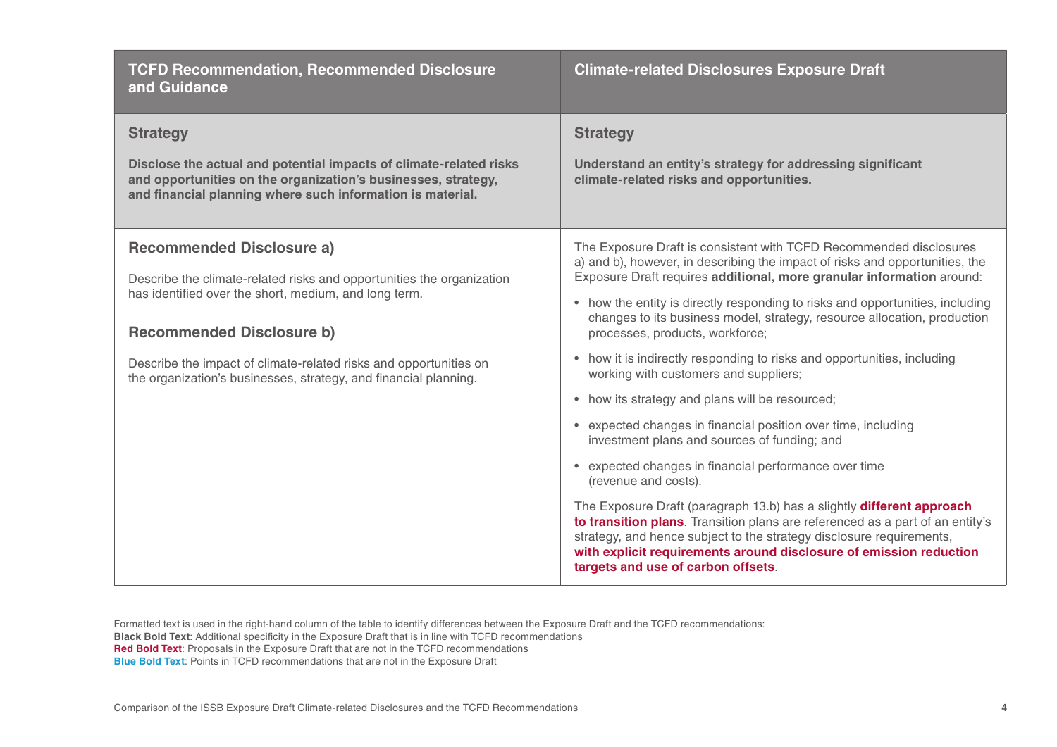| TCFD Recommendation, Recommended Disclosure and Guidance | Climate-related Disclosures Exposure Draft |
| --- | --- |
| **Strategy**<br><br>**Disclose the actual and potential impacts of climate-related risks and opportunities on the organization's businesses, strategy, and financial planning where such information is material.** | **Strategy**<br><br>**Understand an entity's strategy for addressing significant climate-related risks and opportunities.** |
| **Recommended Disclosure a)**<br><br>Describe the climate-related risks and opportunities the organization has identified over the short, medium, and long term.<br><br>**Recommended Disclosure b)**<br><br>Describe the impact of climate-related risks and opportunities on the organization's businesses, strategy, and financial planning. | The Exposure Draft is consistent with TCFD Recommended disclosures a) and b), however, in describing the impact of risks and opportunities, the Exposure Draft requires **additional, more granular information** around:<br><br>• how the entity is directly responding to risks and opportunities, including changes to its business model, strategy, resource allocation, production processes, products, workforce;<br>• how it is indirectly responding to risks and opportunities, including working with customers and suppliers;<br>• how its strategy and plans will be resourced;<br>• expected changes in financial position over time, including investment plans and sources of funding; and<br>• expected changes in financial performance over time (revenue and costs).<br><br>The Exposure Draft (paragraph 13.b) has a slightly **different approach to transition plans**. Transition plans are referenced as a part of an entity's strategy, and hence subject to the strategy disclosure requirements, **with explicit requirements around disclosure of emission reduction targets and use of carbon offsets**. |

Formatted text is used in the right-hand column of the table to identify differences between the Exposure Draft and the TCFD recommendations:
**Black Bold Text**: Additional specificity in the Exposure Draft that is in line with TCFD recommendations
**Red Bold Text**: Proposals in the Exposure Draft that are not in the TCFD recommendations
**Blue Bold Text**: Points in TCFD recommendations that are not in the Exposure Draft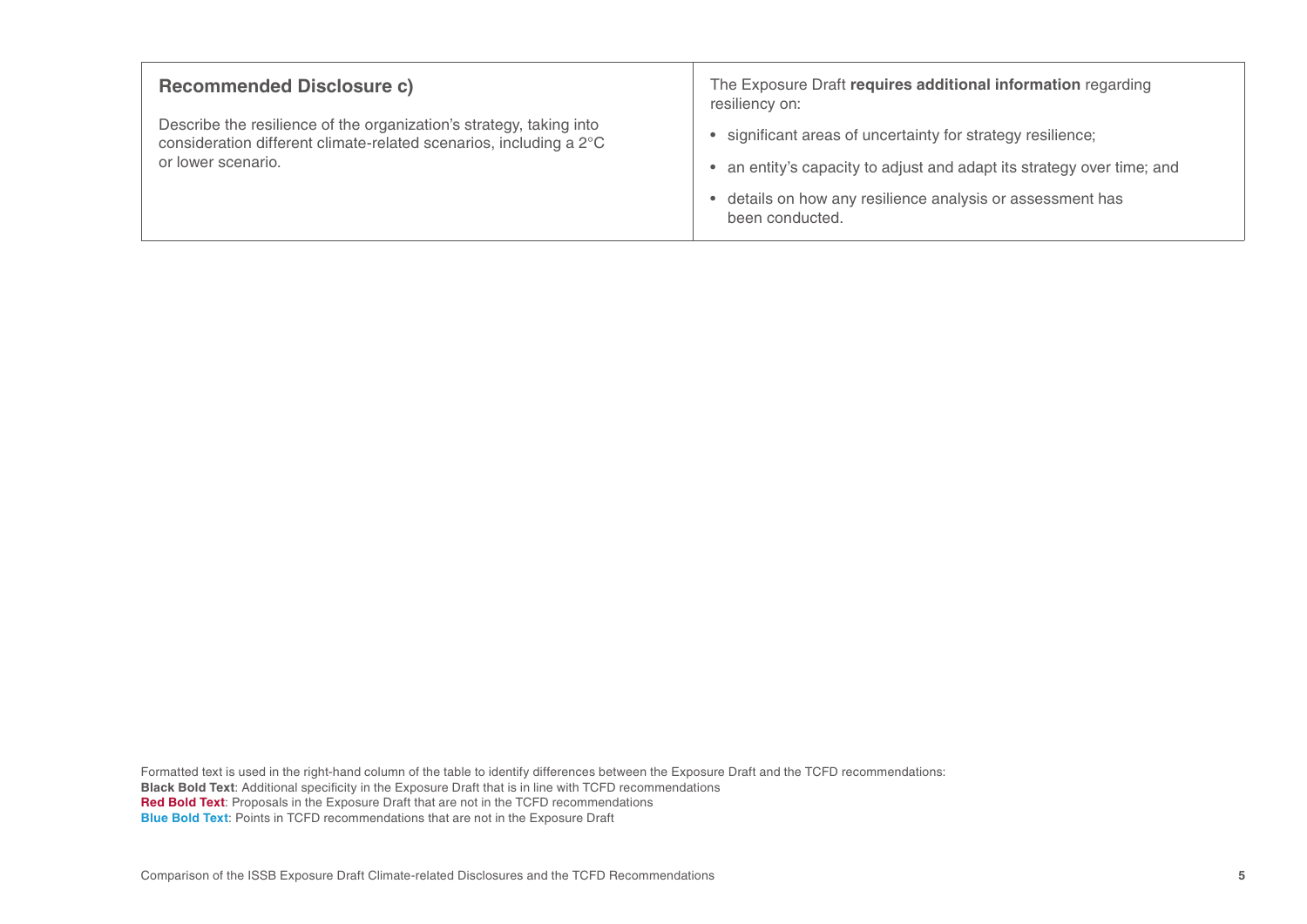| | |
|---|---|
| **Recommended Disclosure c)**<br><br>Describe the resilience of the organization's strategy, taking into consideration different climate-related scenarios, including a 2°C or lower scenario. | The Exposure Draft **requires additional information** regarding resiliency on:<br><br>• significant areas of uncertainty for strategy resilience;<br><br>• an entity's capacity to adjust and adapt its strategy over time; and<br><br>• details on how any resilience analysis or assessment has been conducted. |

Formatted text is used in the right-hand column of the table to identify differences between the Exposure Draft and the TCFD recommendations:
**Black Bold Text**: Additional specificity in the Exposure Draft that is in line with TCFD recommendations
**Red Bold Text**: Proposals in the Exposure Draft that are not in the TCFD recommendations
**Blue Bold Text**: Points in TCFD recommendations that are not in the Exposure Draft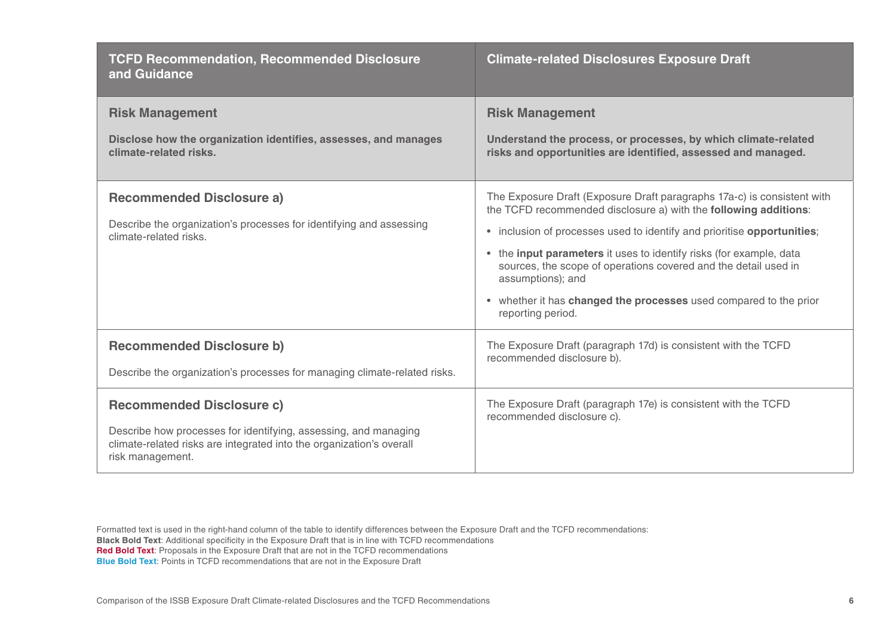| TCFD Recommendation, Recommended Disclosure and Guidance | Climate-related Disclosures Exposure Draft |
|---|---|
| **Risk Management**<br><br>**Disclose how the organization identifies, assesses, and manages climate-related risks.** | **Risk Management**<br><br>**Understand the process, or processes, by which climate-related risks and opportunities are identified, assessed and managed.** |
| **Recommended Disclosure a)**<br><br>Describe the organization's processes for identifying and assessing climate-related risks. | The Exposure Draft (Exposure Draft paragraphs 17a-c) is consistent with the TCFD recommended disclosure a) with the **following additions**:<br>• inclusion of processes used to identify and prioritise **opportunities**;<br>• the **input parameters** it uses to identify risks (for example, data sources, the scope of operations covered and the detail used in assumptions); and<br>• whether it has **changed the processes** used compared to the prior reporting period. |
| **Recommended Disclosure b)**<br><br>Describe the organization's processes for managing climate-related risks. | The Exposure Draft (paragraph 17d) is consistent with the TCFD recommended disclosure b). |
| **Recommended Disclosure c)**<br><br>Describe how processes for identifying, assessing, and managing climate-related risks are integrated into the organization's overall risk management. | The Exposure Draft (paragraph 17e) is consistent with the TCFD recommended disclosure c). |

Formatted text is used in the right-hand column of the table to identify differences between the Exposure Draft and the TCFD recommendations:
**Black Bold Text**: Additional specificity in the Exposure Draft that is in line with TCFD recommendations
**Red Bold Text**: Proposals in the Exposure Draft that are not in the TCFD recommendations
**Blue Bold Text**: Points in TCFD recommendations that are not in the Exposure Draft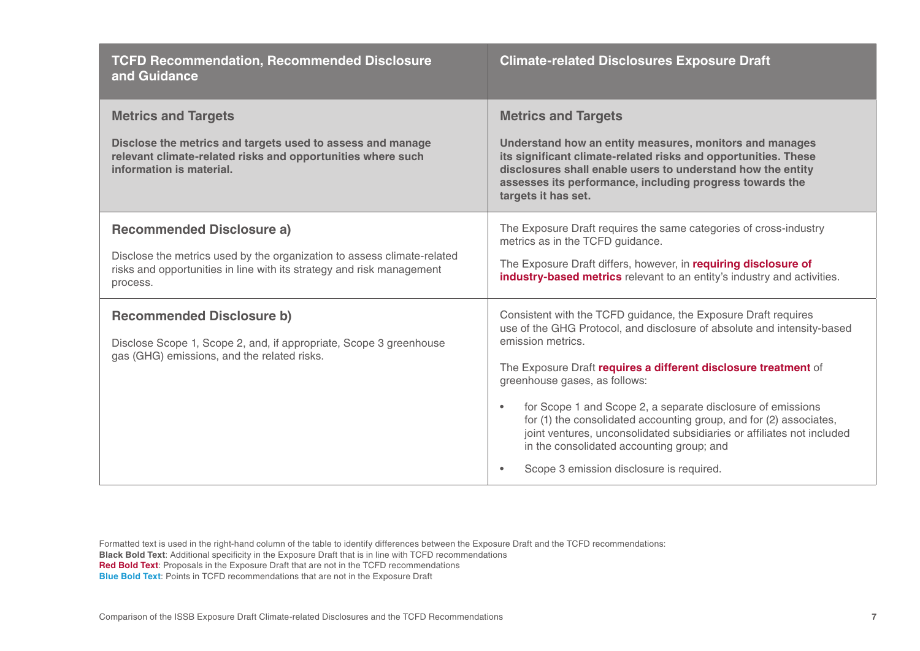| TCFD Recommendation, Recommended Disclosure and Guidance | Climate-related Disclosures Exposure Draft |
|---|---|
| **Metrics and Targets**<br><br>**Disclose the metrics and targets used to assess and manage relevant climate-related risks and opportunities where such information is material.** | **Metrics and Targets**<br><br>**Understand how an entity measures, monitors and manages its significant climate-related risks and opportunities. These disclosures shall enable users to understand how the entity assesses its performance, including progress towards the targets it has set.** |
| **Recommended Disclosure a)**<br><br>Disclose the metrics used by the organization to assess climate-related risks and opportunities in line with its strategy and risk management process. | The Exposure Draft requires the same categories of cross-industry metrics as in the TCFD guidance.<br><br>The Exposure Draft differs, however, in **requiring disclosure of industry-based metrics** relevant to an entity's industry and activities. |
| **Recommended Disclosure b)**<br><br>Disclose Scope 1, Scope 2, and, if appropriate, Scope 3 greenhouse gas (GHG) emissions, and the related risks. | Consistent with the TCFD guidance, the Exposure Draft requires use of the GHG Protocol, and disclosure of absolute and intensity-based emission metrics.<br><br>The Exposure Draft **requires a different disclosure treatment** of greenhouse gases, as follows:<br><br>• for Scope 1 and Scope 2, a separate disclosure of emissions for (1) the consolidated accounting group, and for (2) associates, joint ventures, unconsolidated subsidiaries or affiliates not included in the consolidated accounting group; and<br><br>• Scope 3 emission disclosure is required. |

Formatted text is used in the right-hand column of the table to identify differences between the Exposure Draft and the TCFD recommendations:
**Black Bold Text**: Additional specificity in the Exposure Draft that is in line with TCFD recommendations
**Red Bold Text**: Proposals in the Exposure Draft that are not in the TCFD recommendations
**Blue Bold Text**: Points in TCFD recommendations that are not in the Exposure Draft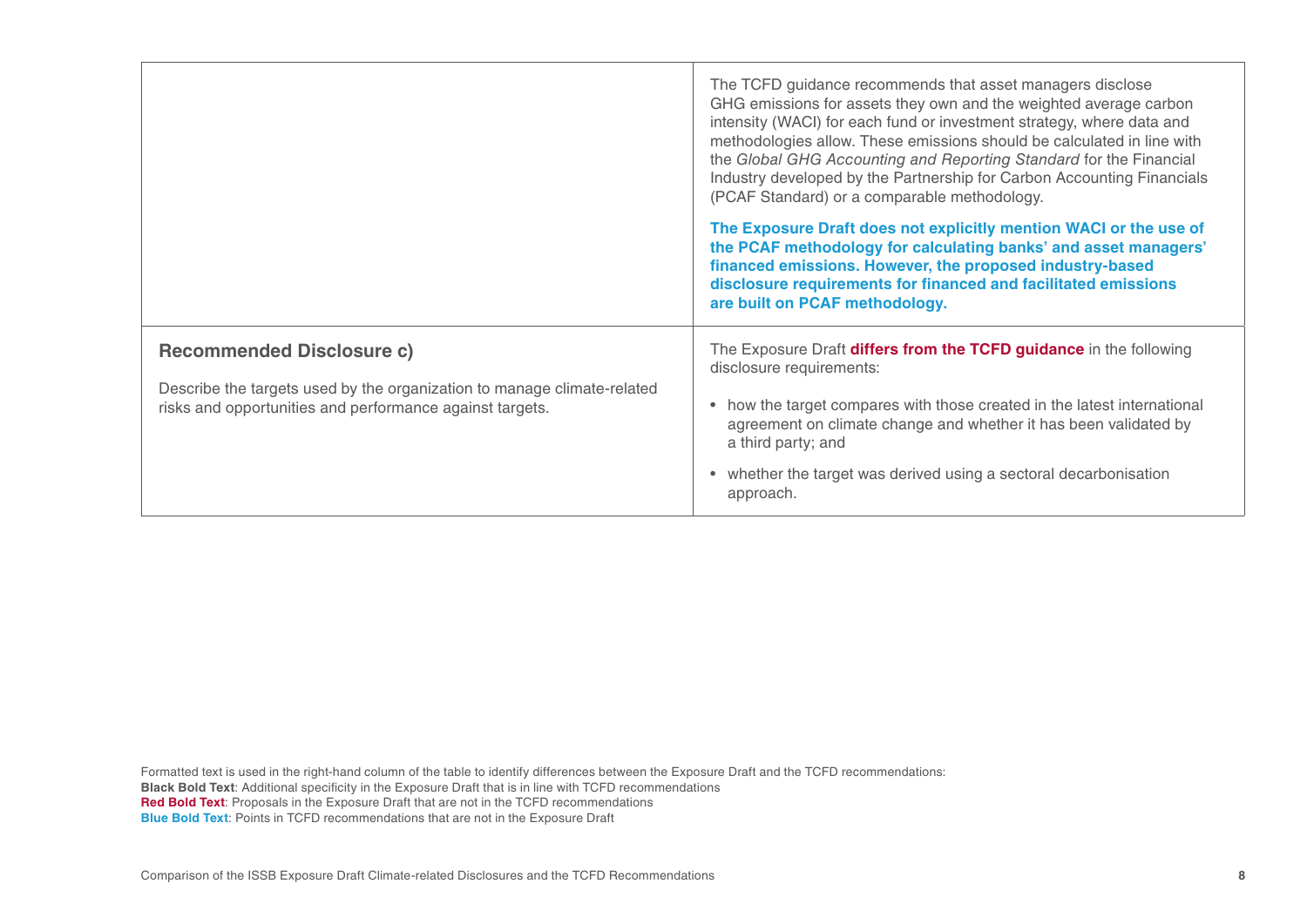| | |
|---|---|
| | The TCFD guidance recommends that asset managers disclose GHG emissions for assets they own and the weighted average carbon intensity (WACI) for each fund or investment strategy, where data and methodologies allow. These emissions should be calculated in line with the *Global GHG Accounting and Reporting Standard* for the Financial Industry developed by the Partnership for Carbon Accounting Financials (PCAF Standard) or a comparable methodology.<br><br>**The Exposure Draft does not explicitly mention WACI or the use of the PCAF methodology for calculating banks' and asset managers' financed emissions. However, the proposed industry-based disclosure requirements for financed and facilitated emissions are built on PCAF methodology.** |
| **Recommended Disclosure c)**<br><br>Describe the targets used by the organization to manage climate-related risks and opportunities and performance against targets. | The Exposure Draft **differs from the TCFD guidance** in the following disclosure requirements:<br><br>• how the target compares with those created in the latest international agreement on climate change and whether it has been validated by a third party; and<br><br>• whether the target was derived using a sectoral decarbonisation approach. |

Formatted text is used in the right-hand column of the table to identify differences between the Exposure Draft and the TCFD recommendations:
**Black Bold Text**: Additional specificity in the Exposure Draft that is in line with TCFD recommendations
**Red Bold Text**: Proposals in the Exposure Draft that are not in the TCFD recommendations
**Blue Bold Text**: Points in TCFD recommendations that are not in the Exposure Draft